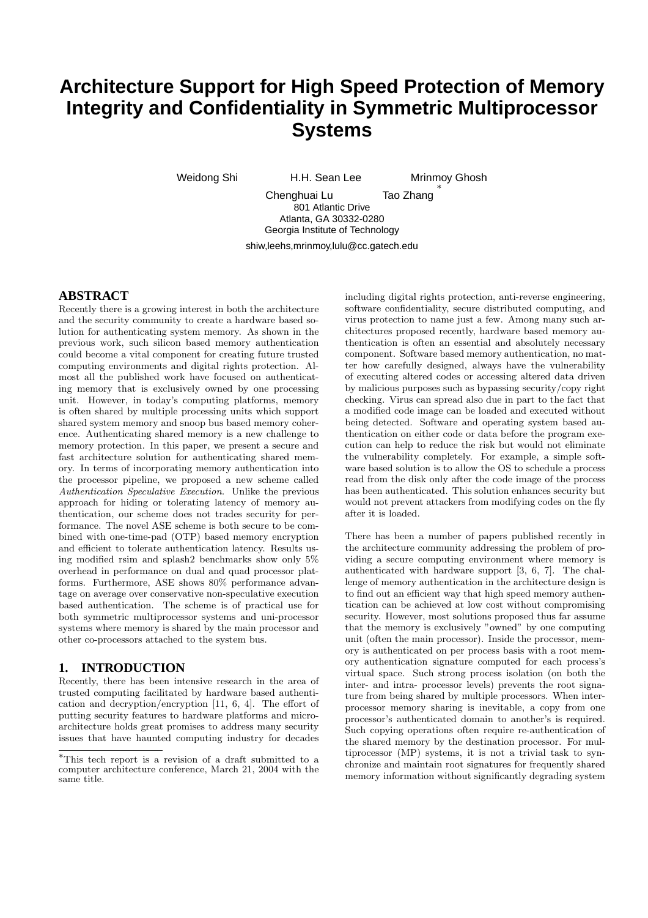# Architecture Support for High Speed Protection of Memory Integrity and Confidentiality in Symmetric Multiprocessor Systems

Weidong Shi H.H. Sean Lee Mrinmoy Ghosh
Chenghuai Lu Tao Zhang [*]
801 Atlantic Drive
Atlanta, GA 30332-0280
Georgia Institute of Technology

shiw,leehs,mrinmoy,lulu@cc.gatech.edu

## ABSTRACT

Recently there is a growing interest in both the architecture and the security community to create a hardware based solution for authenticating system memory. As shown in the previous work, such silicon based memory authentication could become a vital component for creating future trusted computing environments and digital rights protection. Almost all the published work have focused on authenticating memory that is exclusively owned by one processing unit. However, in today's computing platforms, memory is often shared by multiple processing units which support shared system memory and snoop bus based memory coherence. Authenticating shared memory is a new challenge to memory protection. In this paper, we present a secure and fast architecture solution for authenticating shared memory. In terms of incorporating memory authentication into the processor pipeline, we proposed a new scheme called *Authentication Speculative Execution*. Unlike the previous approach for hiding or tolerating latency of memory authentication, our scheme does not trades security for performance. The novel ASE scheme is both secure to be combined with one-time-pad (OTP) based memory encryption and efficient to tolerate authentication latency. Results using modified rsim and splash2 benchmarks show only 5% overhead in performance on dual and quad processor platforms. Furthermore, ASE shows 80% performance advantage on average over conservative non-speculative execution based authentication. The scheme is of practical use for both symmetric multiprocessor systems and uni-processor systems where memory is shared by the main processor and other co-processors attached to the system bus.

## 1. INTRODUCTION

Recently, there has been intensive research in the area of trusted computing facilitated by hardware based authentication and decryption/encryption [11, 6, 4]. The effort of putting security features to hardware platforms and micro-architecture holds great promises to address many security issues that have haunted computing industry for decades including digital rights protection, anti-reverse engineering, software confidentiality, secure distributed computing, and virus protection to name just a few. Among many such architectures proposed recently, hardware based memory authentication is often an essential and absolutely necessary component. Software based memory authentication, no matter how carefully designed, always have the vulnerability of executing altered codes or accessing altered data driven by malicious purposes such as bypassing security/copy right checking. Virus can spread also due in part to the fact that a modified code image can be loaded and executed without being detected. Software and operating system based authentication on either code or data before the program execution can help to reduce the risk but would not eliminate the vulnerability completely. For example, a simple software based solution is to allow the OS to schedule a process read from the disk only after the code image of the process has been authenticated. This solution enhances security but would not prevent attackers from modifying codes on the fly after it is loaded.

There has been a number of papers published recently in the architecture community addressing the problem of providing a secure computing environment where memory is authenticated with hardware support [3, 6, 7]. The challenge of memory authentication in the architecture design is to find out an efficient way that high speed memory authentication can be achieved at low cost without compromising security. However, most solutions proposed thus far assume that the memory is exclusively "owned" by one computing unit (often the main processor). Inside the processor, memory is authenticated on per process basis with a root memory authentication signature computed for each process's virtual space. Such strong process isolation (on both the inter- and intra- processor levels) prevents the root signature from being shared by multiple processors. When inter-processor memory sharing is inevitable, a copy from one processor's authenticated domain to another's is required. Such copying operations often require re-authentication of the shared memory by the destination processor. For multiprocessor (MP) systems, it is not a trivial task to synchronize and maintain root signatures for frequently shared memory information without significantly degrading system

[*]This tech report is a revision of a draft submitted to a computer architecture conference, March 21, 2004 with the same title.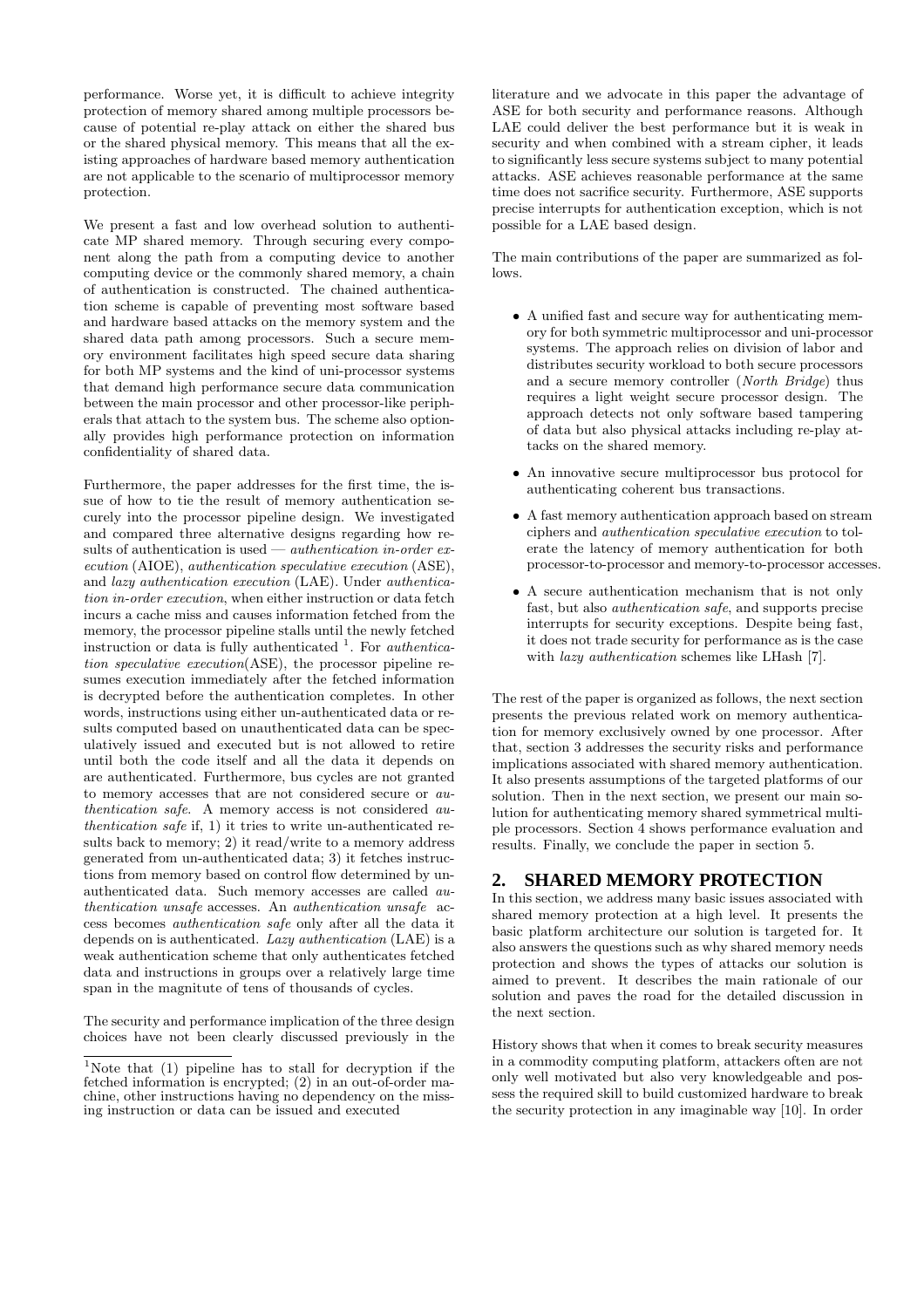performance. Worse yet, it is difficult to achieve integrity protection of memory shared among multiple processors because of potential re-play attack on either the shared bus or the shared physical memory. This means that all the existing approaches of hardware based memory authentication are not applicable to the scenario of multiprocessor memory protection.

We present a fast and low overhead solution to authenticate MP shared memory. Through securing every component along the path from a computing device to another computing device or the commonly shared memory, a chain of authentication is constructed. The chained authentication scheme is capable of preventing most software based and hardware based attacks on the memory system and the shared data path among processors. Such a secure memory environment facilitates high speed secure data sharing for both MP systems and the kind of uni-processor systems that demand high performance secure data communication between the main processor and other processor-like peripherals that attach to the system bus. The scheme also optionally provides high performance protection on information confidentiality of shared data.

Furthermore, the paper addresses for the first time, the issue of how to tie the result of memory authentication securely into the processor pipeline design. We investigated and compared three alternative designs regarding how results of authentication is used — *authentication in-order execution* (AIOE), *authentication speculative execution* (ASE), and *lazy authentication execution* (LAE). Under *authentication in-order execution*, when either instruction or data fetch incurs a cache miss and causes information fetched from the memory, the processor pipeline stalls until the newly fetched instruction or data is fully authenticated [1]. For *authentication speculative execution*(ASE), the processor pipeline resumes execution immediately after the fetched information is decrypted before the authentication completes. In other words, instructions using either un-authenticated data or results computed based on unauthenticated data can be speculatively issued and executed but is not allowed to retire until both the code itself and all the data it depends on are authenticated. Furthermore, bus cycles are not granted to memory accesses that are not considered secure or *authentication safe*. A memory access is not considered *authentication safe* if, 1) it tries to write un-authenticated results back to memory; 2) it read/write to a memory address generated from un-authenticated data; 3) it fetches instructions from memory based on control flow determined by unauthenticated data. Such memory accesses are called *authentication unsafe* accesses. An *authentication unsafe* access becomes *authentication safe* only after all the data it depends on is authenticated. *Lazy authentication* (LAE) is a weak authentication scheme that only authenticates fetched data and instructions in groups over a relatively large time span in the magnitute of tens of thousands of cycles.

The security and performance implication of the three design choices have not been clearly discussed previously in the literature and we advocate in this paper the advantage of ASE for both security and performance reasons. Although LAE could deliver the best performance but it is weak in security and when combined with a stream cipher, it leads to significantly less secure systems subject to many potential attacks. ASE achieves reasonable performance at the same time does not sacrifice security. Furthermore, ASE supports precise interrupts for authentication exception, which is not possible for a LAE based design.

The main contributions of the paper are summarized as follows.

- A unified fast and secure way for authenticating memory for both symmetric multiprocessor and uni-processor systems. The approach relies on division of labor and distributes security workload to both secure processors and a secure memory controller (*North Bridge*) thus requires a light weight secure processor design. The approach detects not only software based tampering of data but also physical attacks including re-play attacks on the shared memory.
- An innovative secure multiprocessor bus protocol for authenticating coherent bus transactions.
- A fast memory authentication approach based on stream ciphers and *authentication speculative execution* to tolerate the latency of memory authentication for both processor-to-processor and memory-to-processor accesses.
- A secure authentication mechanism that is not only fast, but also *authentication safe*, and supports precise interrupts for security exceptions. Despite being fast, it does not trade security for performance as is the case with *lazy authentication* schemes like LHash [7].

The rest of the paper is organized as follows, the next section presents the previous related work on memory authentication for memory exclusively owned by one processor. After that, section 3 addresses the security risks and performance implications associated with shared memory authentication. It also presents assumptions of the targeted platforms of our solution. Then in the next section, we present our main solution for authenticating memory shared symmetrical multiple processors. Section 4 shows performance evaluation and results. Finally, we conclude the paper in section 5.

## 2. SHARED MEMORY PROTECTION

In this section, we address many basic issues associated with shared memory protection at a high level. It presents the basic platform architecture our solution is targeted for. It also answers the questions such as why shared memory needs protection and shows the types of attacks our solution is aimed to prevent. It describes the main rationale of our solution and paves the road for the detailed discussion in the next section.

History shows that when it comes to break security measures in a commodity computing platform, attackers often are not only well motivated but also very knowledgeable and possess the required skill to build customized hardware to break the security protection in any imaginable way [10]. In order

[1] Note that (1) pipeline has to stall for decryption if the fetched information is encrypted; (2) in an out-of-order machine, other instructions having no dependency on the missing instruction or data can be issued and executed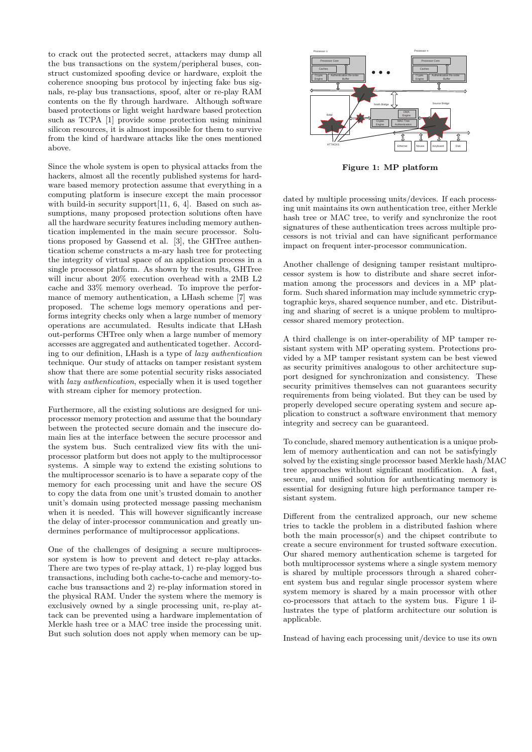to crack out the protected secret, attackers may dump all the bus transactions on the system/peripheral buses, construct customized spoofing device or hardware, exploit the coherence snooping bus protocol by injecting fake bus signals, re-play bus transactions, spoof, alter or re-play RAM contents on the fly through hardware. Although software based protections or light weight hardware based protection such as TCPA [1] provide some protection using minimal silicon resources, it is almost impossible for them to survive from the kind of hardware attacks like the ones mentioned above.

Since the whole system is open to physical attacks from the hackers, almost all the recently published systems for hardware based memory protection assume that everything in a computing platform is insecure except the main processor with build-in security support[11, 6, 4]. Based on such assumptions, many proposed protection solutions often have all the hardware security features including memory authentication implemented in the main secure processor. Solutions proposed by Gassend et al. [3], the GHTree authentication scheme constructs a m-ary hash tree for protecting the integrity of virtual space of an application process in a single processor platform. As shown by the results, GHTree will incur about 20% execution overhead with a 2MB L2 cache and 33% memory overhead. To improve the performance of memory authentication, a LHash scheme [7] was proposed. The scheme logs memory operations and performs integrity checks only when a large number of memory operations are accumulated. Results indicate that LHash out-performs CHTree only when a large number of memory accesses are aggregated and authenticated together. According to our definition, LHash is a type of *lazy authentication* technique. Our study of attacks on tamper resistant system show that there are some potential security risks associated with *lazy authentication*, especially when it is used together with stream cipher for memory protection.

Furthermore, all the existing solutions are designed for uniprocessor memory protection and assume that the boundary between the protected secure domain and the insecure domain lies at the interface between the secure processor and the system bus. Such centralized view fits with the uniprocessor platform but does not apply to the multiprocessor systems. A simple way to extend the existing solutions to the multiprocessor scenario is to have a separate copy of the memory for each processing unit and have the secure OS to copy the data from one unit's trusted domain to another unit's domain using protected message passing mechanism when it is needed. This will however significantly increase the delay of inter-processor communication and greatly undermines performance of multiprocessor applications.

One of the challenges of designing a secure multiprocessor system is how to prevent and detect re-play attacks. There are two types of re-play attack, 1) re-play logged bus transactions, including both cache-to-cache and memory-to-cache bus transactions and 2) re-play information stored in the physical RAM. Under the system where the memory is exclusively owned by a single processing unit, re-play attack can be prevented using a hardware implementation of Merkle hash tree or a MAC tree inside the processing unit. But such solution does not apply when memory can be updated by multiple processing units/devices. If each processing unit maintains its own authentication tree, either Merkle hash tree or MAC tree, to verify and synchronize the root signatures of these authentication trees across multiple processors is not trivial and can have significant performance impact on frequent inter-processor communication.

**Figure 1: MP platform**

Another challenge of designing tamper resistant multiprocessor system is how to distribute and share secret information among the processors and devices in a MP platform. Such shared information may include symmetric cryptographic keys, shared sequence number, and etc. Distributing and sharing of secret is a unique problem to multiprocessor shared memory protection.

A third challenge is on inter-operability of MP tamper resistant system with MP operating system. Protections provided by a MP tamper resistant system can be best viewed as security primitives analogous to other architecture support designed for synchronization and consistency. These security primitives themselves can not guarantee security requirements from being violated. But they can be used by properly developed secure operating system and secure application to construct a software environment that memory integrity and secrecy can be guaranteed.

To conclude, shared memory authentication is a unique problem of memory authentication and can not be satisfyingly solved by the existing single processor based Merkle hash/MAC tree approaches without significant modification. A fast, secure, and unified solution for authenticating memory is essential for designing future high performance tamper resistant system.

Different from the centralized approach, our new scheme tries to tackle the problem in a distributed fashion where both the main processor(s) and the chipset contribute to create a secure environment for trusted software execution. Our shared memory authentication scheme is targeted for both multiprocessor systems where a single system memory is shared by multiple processors through a shared coherent system bus and regular single processor system where system memory is shared by a main processor with other co-processors that attach to the system bus. Figure 1 illustrates the type of platform architecture our solution is applicable.

Instead of having each processing unit/device to use its own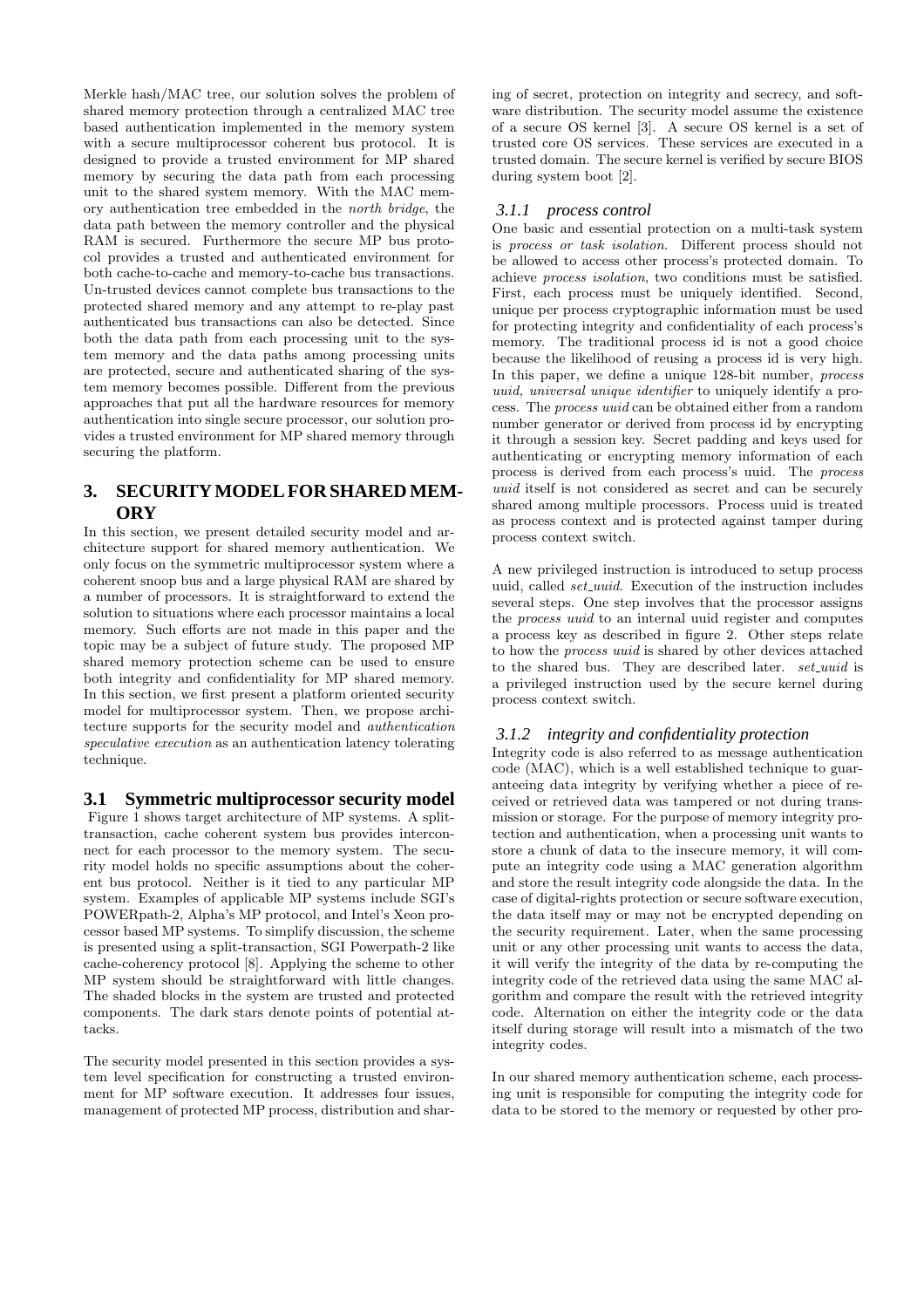Merkle hash/MAC tree, our solution solves the problem of shared memory protection through a centralized MAC tree based authentication implemented in the memory system with a secure multiprocessor coherent bus protocol. It is designed to provide a trusted environment for MP shared memory by securing the data path from each processing unit to the shared system memory. With the MAC memory authentication tree embedded in the *north bridge*, the data path between the memory controller and the physical RAM is secured. Furthermore the secure MP bus protocol provides a trusted and authenticated environment for both cache-to-cache and memory-to-cache bus transactions. Un-trusted devices cannot complete bus transactions to the protected shared memory and any attempt to re-play past authenticated bus transactions can also be detected. Since both the data path from each processing unit to the system memory and the data paths among processing units are protected, secure and authenticated sharing of the system memory becomes possible. Different from the previous approaches that put all the hardware resources for memory authentication into single secure processor, our solution provides a trusted environment for MP shared memory through securing the platform.

## 3. SECURITY MODEL FOR SHARED MEMORY

In this section, we present detailed security model and architecture support for shared memory authentication. We only focus on the symmetric multiprocessor system where a coherent snoop bus and a large physical RAM are shared by a number of processors. It is straightforward to extend the solution to situations where each processor maintains a local memory. Such efforts are not made in this paper and the topic may be a subject of future study. The proposed MP shared memory protection scheme can be used to ensure both integrity and confidentiality for MP shared memory. In this section, we first present a platform oriented security model for multiprocessor system. Then, we propose architecture supports for the security model and *authentication speculative execution* as an authentication latency tolerating technique.

### 3.1 Symmetric multiprocessor security model

Figure 1 shows target architecture of MP systems. A split-transaction, cache coherent system bus provides interconnect for each processor to the memory system. The security model holds no specific assumptions about the coherent bus protocol. Neither is it tied to any particular MP system. Examples of applicable MP systems include SGI's POWERpath-2, Alpha's MP protocol, and Intel's Xeon processor based MP systems. To simplify discussion, the scheme is presented using a split-transaction, SGI Powerpath-2 like cache-coherency protocol [8]. Applying the scheme to other MP system should be straightforward with little changes. The shaded blocks in the system are trusted and protected components. The dark stars denote points of potential attacks.

The security model presented in this section provides a system level specification for constructing a trusted environment for MP software execution. It addresses four issues, management of protected MP process, distribution and sharing of secret, protection on integrity and secrecy, and software distribution. The security model assume the existence of a secure OS kernel [3]. A secure OS kernel is a set of trusted core OS services. These services are executed in a trusted domain. The secure kernel is verified by secure BIOS during system boot [2].

#### 3.1.1 process control

One basic and essential protection on a multi-task system is *process or task isolation*. Different process should not be allowed to access other process's protected domain. To achieve *process isolation*, two conditions must be satisfied. First, each process must be uniquely identified. Second, unique per process cryptographic information must be used for protecting integrity and confidentiality of each process's memory. The traditional process id is not a good choice because the likelihood of reusing a process id is very high. In this paper, we define a unique 128-bit number, *process uuid, universal unique identifier* to uniquely identify a process. The *process uuid* can be obtained either from a random number generator or derived from process id by encrypting it through a session key. Secret padding and keys used for authenticating or encrypting memory information of each process is derived from each process's uuid. The *process uuid* itself is not considered as secret and can be securely shared among multiple processors. Process uuid is treated as process context and is protected against tamper during process context switch.

A new privileged instruction is introduced to setup process uuid, called *set_uuid*. Execution of the instruction includes several steps. One step involves that the processor assigns the *process uuid* to an internal uuid register and computes a process key as described in figure 2. Other steps relate to how the *process uuid* is shared by other devices attached to the shared bus. They are described later. *set_uuid* is a privileged instruction used by the secure kernel during process context switch.

#### 3.1.2 integrity and confidentiality protection

Integrity code is also referred to as message authentication code (MAC), which is a well established technique to guaranteeing data integrity by verifying whether a piece of received or retrieved data was tampered or not during transmission or storage. For the purpose of memory integrity protection and authentication, when a processing unit wants to store a chunk of data to the insecure memory, it will compute an integrity code using a MAC generation algorithm and store the result integrity code alongside the data. In the case of digital-rights protection or secure software execution, the data itself may or may not be encrypted depending on the security requirement. Later, when the same processing unit or any other processing unit wants to access the data, it will verify the integrity of the data by re-computing the integrity code of the retrieved data using the same MAC algorithm and compare the result with the retrieved integrity code. Alternation on either the integrity code or the data itself during storage will result into a mismatch of the two integrity codes.

In our shared memory authentication scheme, each processing unit is responsible for computing the integrity code for data to be stored to the memory or requested by other pro-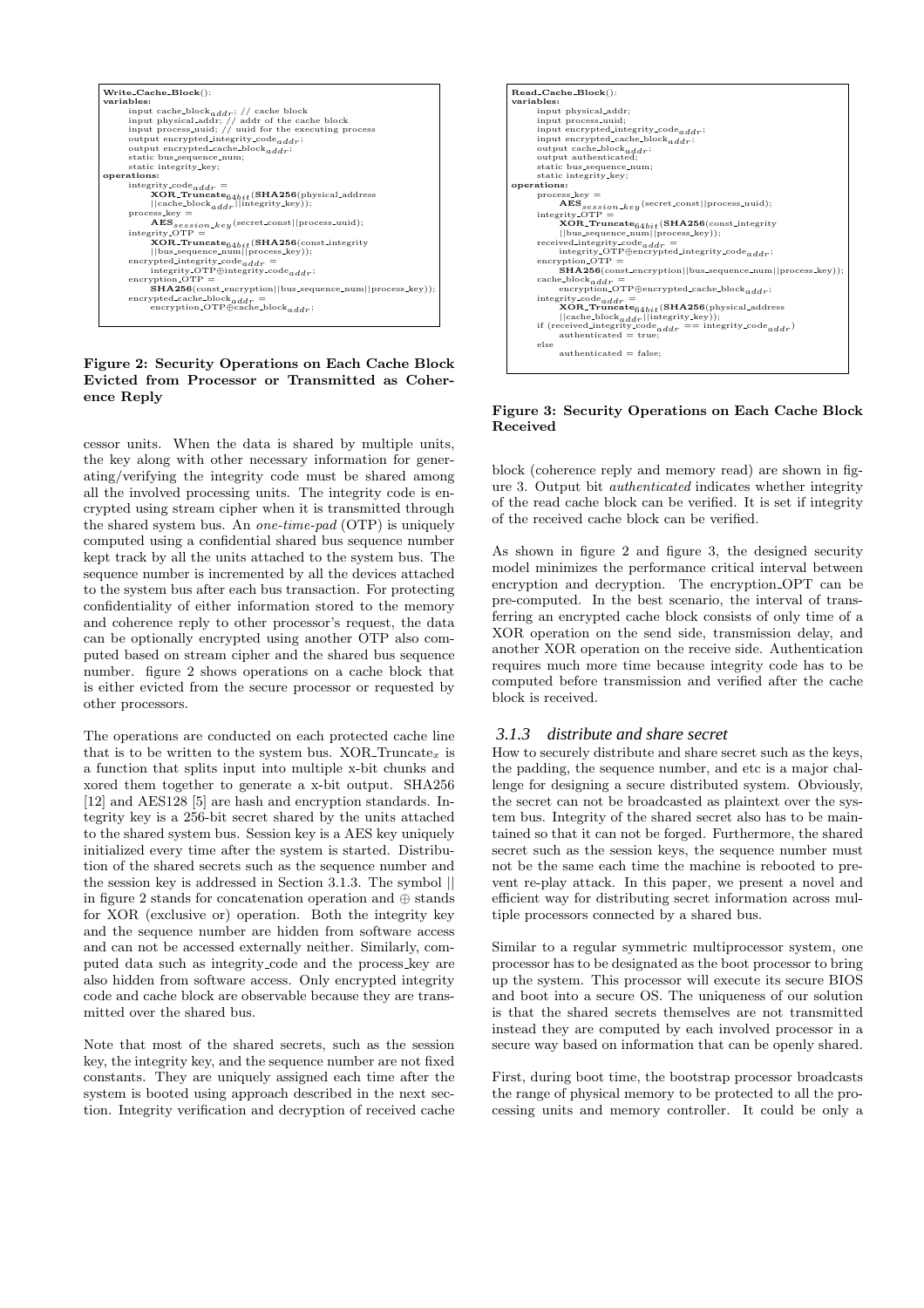```
Write_Cache_Block():
variables:
    input cache_block_addr; // cache block
    input physical_addr; // addr of the cache block
    input process_uuid; // uuid for the executing process
    output encrypted_integrity_code_addr;
    output encrypted_cache_block_addr;
    static bus_sequence_num;
    static integrity_key;
operations:
    integrity_code_addr =
        XOR_Truncate_64bit(SHA256(physical_address
        ||cache_block_addr||integrity_key));
    process_key =
        AES_session_key(secret_const||process_uuid);
    integrity_OTP =
        XOR_Truncate_64bit(SHA256(const_integrity
        ||bus_sequence_num||process_key));
    encrypted_integrity_code_addr =
        integrity_OTP⊕integrity_code_addr;
    encryption_OTP =
        SHA256(const_encryption||bus_sequence_num||process_key));
    encrypted_cache_block_addr =
        encryption_OTP⊕cache_block_addr;
```

**Figure 2: Security Operations on Each Cache Block Evicted from Processor or Transmitted as Coherence Reply**

cessor units. When the data is shared by multiple units, the key along with other necessary information for generating/verifying the integrity code must be shared among all the involved processing units. The integrity code is encrypted using stream cipher when it is transmitted through the shared system bus. An *one-time-pad* (OTP) is uniquely computed using a confidential shared bus sequence number kept track by all the units attached to the system bus. The sequence number is incremented by all the devices attached to the system bus after each bus transaction. For protecting confidentiality of either information stored to the memory and coherence reply to other processor's request, the data can be optionally encrypted using another OTP also computed based on stream cipher and the shared bus sequence number. figure 2 shows operations on a cache block that is either evicted from the secure processor or requested by other processors.

The operations are conducted on each protected cache line that is to be written to the system bus. XOR_Truncate$_x$ is a function that splits input into multiple x-bit chunks and xored them together to generate a x-bit output. SHA256 [12] and AES128 [5] are hash and encryption standards. Integrity key is a 256-bit secret shared by the units attached to the shared system bus. Session key is a AES key uniquely initialized every time after the system is started. Distribution of the shared secrets such as the sequence number and the session key is addressed in Section 3.1.3. The symbol || in figure 2 stands for concatenation operation and $\oplus$ stands for XOR (exclusive or) operation. Both the integrity key and the sequence number are hidden from software access and can not be accessed externally neither. Similarly, computed data such as integrity_code and the process_key are also hidden from software access. Only encrypted integrity code and cache block are observable because they are transmitted over the shared bus.

Note that most of the shared secrets, such as the session key, the integrity key, and the sequence number are not fixed constants. They are uniquely assigned each time after the system is booted using approach described in the next section. Integrity verification and decryption of received cache

```
Read_Cache_Block():
variables:
    input physical_addr;
    input process_uuid;
    input encrypted_integrity_code_addr;
    input encrypted_cache_block_addr;
    output cache_block_addr;
    output authenticated;
    static bus_sequence_num;
    static integrity_key;
operations:
    process_key =
        AES_session_key(secret_const||process_uuid);
    integrity_OTP =
        XOR_Truncate_64bit(SHA256(const_integrity
        ||bus_sequence_num||process_key));
    received_integrity_code_addr =
        integrity_OTP⊕encrypted_integrity_code_addr;
    encryption_OTP =
        SHA256(const_encryption||bus_sequence_num||process_key));
    cache_block_addr =
        encryption_OTP⊕encrypted_cache_block_addr;
    integrity_code_addr =
        XOR_Truncate_64bit(SHA256(physical_address
        ||cache_block_addr||integrity_key));
    if (received_integrity_code_addr == integrity_code_addr)
        authenticated = true;
    else
        authenticated = false;
```

**Figure 3: Security Operations on Each Cache Block Received**

block (coherence reply and memory read) are shown in figure 3. Output bit *authenticated* indicates whether integrity of the read cache block can be verified. It is set if integrity of the received cache block can be verified.

As shown in figure 2 and figure 3, the designed security model minimizes the performance critical interval between encryption and decryption. The encryption_OPT can be pre-computed. In the best scenario, the interval of transferring an encrypted cache block consists of only time of a XOR operation on the send side, transmission delay, and another XOR operation on the receive side. Authentication requires much more time because integrity code has to be computed before transmission and verified after the cache block is received.

### 3.1.3 distribute and share secret

How to securely distribute and share secret such as the keys, the padding, the sequence number, and etc is a major challenge for designing a secure distributed system. Obviously, the secret can not be broadcasted as plaintext over the system bus. Integrity of the shared secret also has to be maintained so that it can not be forged. Furthermore, the shared secret such as the session keys, the sequence number must not be the same each time the machine is rebooted to prevent re-play attack. In this paper, we present a novel and efficient way for distributing secret information across multiple processors connected by a shared bus.

Similar to a regular symmetric multiprocessor system, one processor has to be designated as the boot processor to bring up the system. This processor will execute its secure BIOS and boot into a secure OS. The uniqueness of our solution is that the shared secrets themselves are not transmitted instead they are computed by each involved processor in a secure way based on information that can be openly shared.

First, during boot time, the bootstrap processor broadcasts the range of physical memory to be protected to all the processing units and memory controller. It could be only a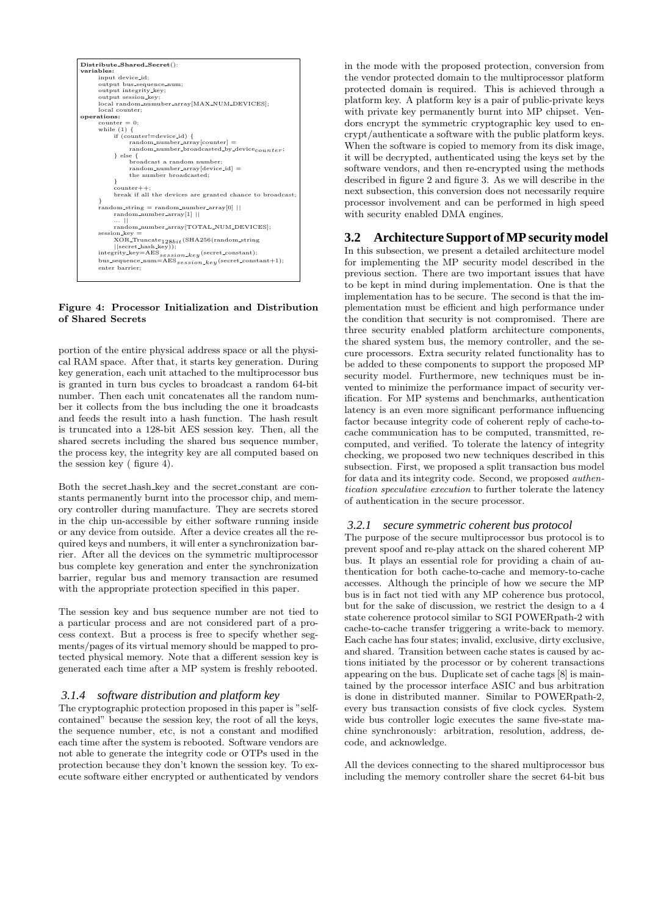```
Distribute_Shared_Secret():
variables:
     input device_id;
     output bus_sequence_num;
     output integrity_key;
     output session_key;
     local random_numuber_array[MAX_NUM_DEVICES];
     local counter;
operations:
     counter = 0;
     while (1) {
          if (counter!=device_id) {
               random_number_array[counter] =
               random_number_broadcasted_by_device_counter;
          } else {
               broadcast a random number;
               random_number_array[device_id] =
               the number broadcasted;
          }
          counter++;
          break if all the devices are granted chance to broadcast;
     }
     random_string = random_number_array[0] ||
          random_number_array[1] ||
          ... ||
          random_number_array[TOTAL_NUM_DEVICES];
     session_key =
          XOR_Truncate_128bit(SHA256(random_string
          ||secret_hash_key));
     integrity_key=AES_session_key(secret_constant);
     bus_sequence_num=AES_session_key(secret_constant+1);
     enter barrier;
```

**Figure 4: Processor Initialization and Distribution of Shared Secrets**

portion of the entire physical address space or all the physical RAM space. After that, it starts key generation. During key generation, each unit attached to the multiprocessor bus is granted in turn bus cycles to broadcast a random 64-bit number. Then each unit concatenates all the random number it collects from the bus including the one it broadcasts and feeds the result into a hash function. The hash result is truncated into a 128-bit AES session key. Then, all the shared secrets including the shared bus sequence number, the process key, the integrity key are all computed based on the session key ( figure 4).

Both the secret_hash_key and the secret_constant are constants permanently burnt into the processor chip, and memory controller during manufacture. They are secrets stored in the chip un-accessible by either software running inside or any device from outside. After a device creates all the required keys and numbers, it will enter a synchronization barrier. After all the devices on the symmetric multiprocessor bus complete key generation and enter the synchronization barrier, regular bus and memory transaction are resumed with the appropriate protection specified in this paper.

The session key and bus sequence number are not tied to a particular process and are not considered part of a process context. But a process is free to specify whether segments/pages of its virtual memory should be mapped to protected physical memory. Note that a different session key is generated each time after a MP system is freshly rebooted.

### 3.1.4 software distribution and platform key

The cryptographic protection proposed in this paper is "self-contained" because the session key, the root of all the keys, the sequence number, etc, is not a constant and modified each time after the system is rebooted. Software vendors are not able to generate the integrity code or OTPs used in the protection because they don't known the session key. To execute software either encrypted or authenticated by vendors in the mode with the proposed protection, conversion from the vendor protected domain to the multiprocessor platform protected domain is required. This is achieved through a platform key. A platform key is a pair of public-private keys with private key permanently burnt into MP chipset. Vendors encrypt the symmetric cryptographic key used to encrypt/authenticate a software with the public platform keys. When the software is copied to memory from its disk image, it will be decrypted, authenticated using the keys set by the software vendors, and then re-encrypted using the methods described in figure 2 and figure 3. As we will describe in the next subsection, this conversion does not necessarily require processor involvement and can be performed in high speed with security enabled DMA engines.

## 3.2 Architecture Support of MP security model

In this subsection, we present a detailed architecture model for implementing the MP security model described in the previous section. There are two important issues that have to be kept in mind during implementation. One is that the implementation has to be secure. The second is that the implementation must be efficient and high performance under the condition that security is not compromised. There are three security enabled platform architecture components, the shared system bus, the memory controller, and the secure processors. Extra security related functionality has to be added to these components to support the proposed MP security model. Furthermore, new techniques must be invented to minimize the performance impact of security verification. For MP systems and benchmarks, authentication latency is an even more significant performance influencing factor because integrity code of coherent reply of cache-to-cache communication has to be computed, transmitted, recomputed, and verified. To tolerate the latency of integrity checking, we proposed two new techniques described in this subsection. First, we proposed a split transaction bus model for data and its integrity code. Second, we proposed *authentication speculative execution* to further tolerate the latency of authentication in the secure processor.

### 3.2.1 secure symmetric coherent bus protocol

The purpose of the secure multiprocessor bus protocol is to prevent spoof and re-play attack on the shared coherent MP bus. It plays an essential role for providing a chain of authentication for both cache-to-cache and memory-to-cache accesses. Although the principle of how we secure the MP bus is in fact not tied with any MP coherence bus protocol, but for the sake of discussion, we restrict the design to a 4 state coherence protocol similar to SGI POWERpath-2 with cache-to-cache transfer triggering a write-back to memory. Each cache has four states; invalid, exclusive, dirty exclusive, and shared. Transition between cache states is caused by actions initiated by the processor or by coherent transactions appearing on the bus. Duplicate set of cache tags [8] is maintained by the processor interface ASIC and bus arbitration is done in distributed manner. Similar to POWERpath-2, every bus transaction consists of five clock cycles. System wide bus controller logic executes the same five-state machine synchronously: arbitration, resolution, address, decode, and acknowledge.

All the devices connecting to the shared multiprocessor bus including the memory controller share the secret 64-bit bus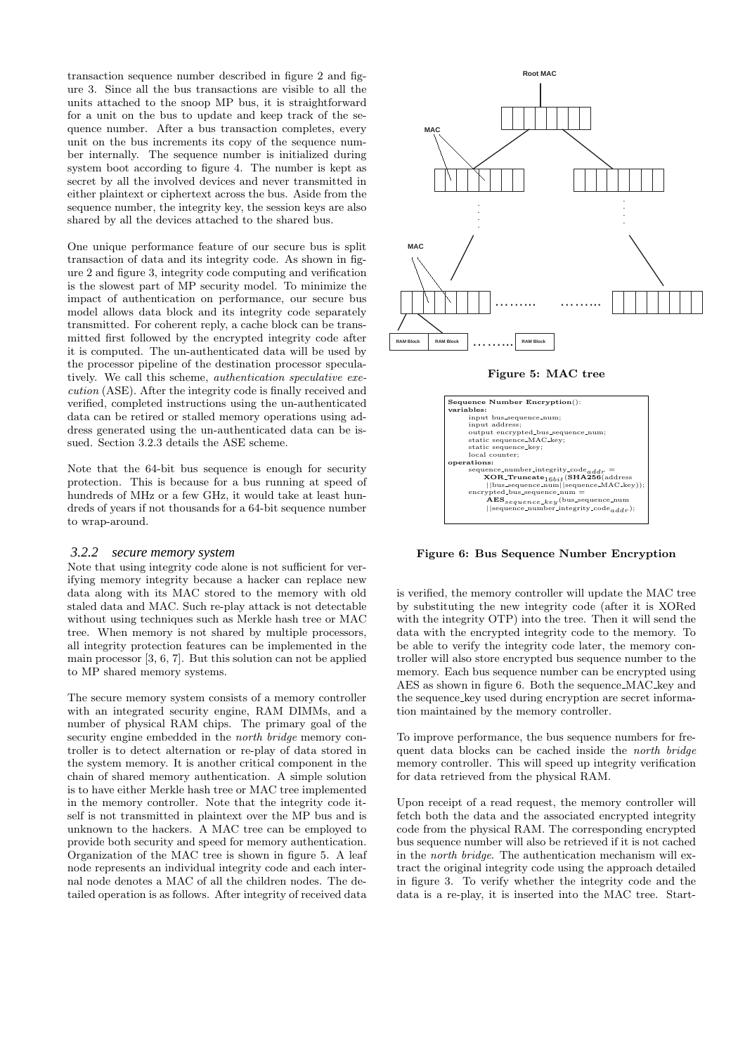transaction sequence number described in figure 2 and figure 3. Since all the bus transactions are visible to all the units attached to the snoop MP bus, it is straightforward for a unit on the bus to update and keep track of the sequence number. After a bus transaction completes, every unit on the bus increments its copy of the sequence number internally. The sequence number is initialized during system boot according to figure 4. The number is kept as secret by all the involved devices and never transmitted in either plaintext or ciphertext across the bus. Aside from the sequence number, the integrity key, the session keys are also shared by all the devices attached to the shared bus.

One unique performance feature of our secure bus is split transaction of data and its integrity code. As shown in figure 2 and figure 3, integrity code computing and verification is the slowest part of MP security model. To minimize the impact of authentication on performance, our secure bus model allows data block and its integrity code separately transmitted. For coherent reply, a cache block can be transmitted first followed by the encrypted integrity code after it is computed. The un-authenticated data will be used by the processor pipeline of the destination processor speculatively. We call this scheme, *authentication speculative execution* (ASE). After the integrity code is finally received and verified, completed instructions using the un-authenticated data can be retired or stalled memory operations using address generated using the un-authenticated data can be issued. Section 3.2.3 details the ASE scheme.

Note that the 64-bit bus sequence is enough for security protection. This is because for a bus running at speed of hundreds of MHz or a few GHz, it would take at least hundreds of years if not thousands for a 64-bit sequence number to wrap-around.

### 3.2.2 secure memory system

Note that using integrity code alone is not sufficient for verifying memory integrity because a hacker can replace new data along with its MAC stored to the memory with old staled data and MAC. Such re-play attack is not detectable without using techniques such as Merkle hash tree or MAC tree. When memory is not shared by multiple processors, all integrity protection features can be implemented in the main processor [3, 6, 7]. But this solution can not be applied to MP shared memory systems.

The secure memory system consists of a memory controller with an integrated security engine, RAM DIMMs, and a number of physical RAM chips. The primary goal of the security engine embedded in the *north bridge* memory controller is to detect alternation or re-play of data stored in the system memory. It is another critical component in the chain of shared memory authentication. A simple solution is to have either Merkle hash tree or MAC tree implemented in the memory controller. Note that the integrity code itself is not transmitted in plaintext over the MP bus and is unknown to the hackers. A MAC tree can be employed to provide both security and speed for memory authentication. Organization of the MAC tree is shown in figure 5. A leaf node represents an individual integrity code and each internal node denotes a MAC of all the children nodes. The detailed operation is as follows. After integrity of received data

Root MAC

MAC

MAC

RAM Block | RAM Block | ........ | RAM Block

**Figure 5: MAC tree**

```
Sequence Number Encryption():
variables:
    input bus_sequence_num;
    input address;
    output encrypted_bus_sequence_num;
    static sequence_MAC_key;
    static sequence_key;
    local counter;
operations:
    sequence_number_integrity_code_addr =
        XOR_Truncate_16bit(SHA256(address
          ||bus_sequence_num||sequence_MAC_key));
    encrypted_bus_sequence_num =
        AES_sequence_key(bus_sequence_num
          ||sequence_number_integrity_code_addr);
```

**Figure 6: Bus Sequence Number Encryption**

is verified, the memory controller will update the MAC tree by substituting the new integrity code (after it is XORed with the integrity OTP) into the tree. Then it will send the data with the encrypted integrity code to the memory. To be able to verify the integrity code later, the memory controller will also store encrypted bus sequence number to the memory. Each bus sequence number can be encrypted using AES as shown in figure 6. Both the sequence_MAC_key and the sequence_key used during encryption are secret information maintained by the memory controller.

To improve performance, the bus sequence numbers for frequent data blocks can be cached inside the *north bridge* memory controller. This will speed up integrity verification for data retrieved from the physical RAM.

Upon receipt of a read request, the memory controller will fetch both the data and the associated encrypted integrity code from the physical RAM. The corresponding encrypted bus sequence number will also be retrieved if it is not cached in the *north bridge*. The authentication mechanism will extract the original integrity code using the approach detailed in figure 3. To verify whether the integrity code and the data is a re-play, it is inserted into the MAC tree. Start-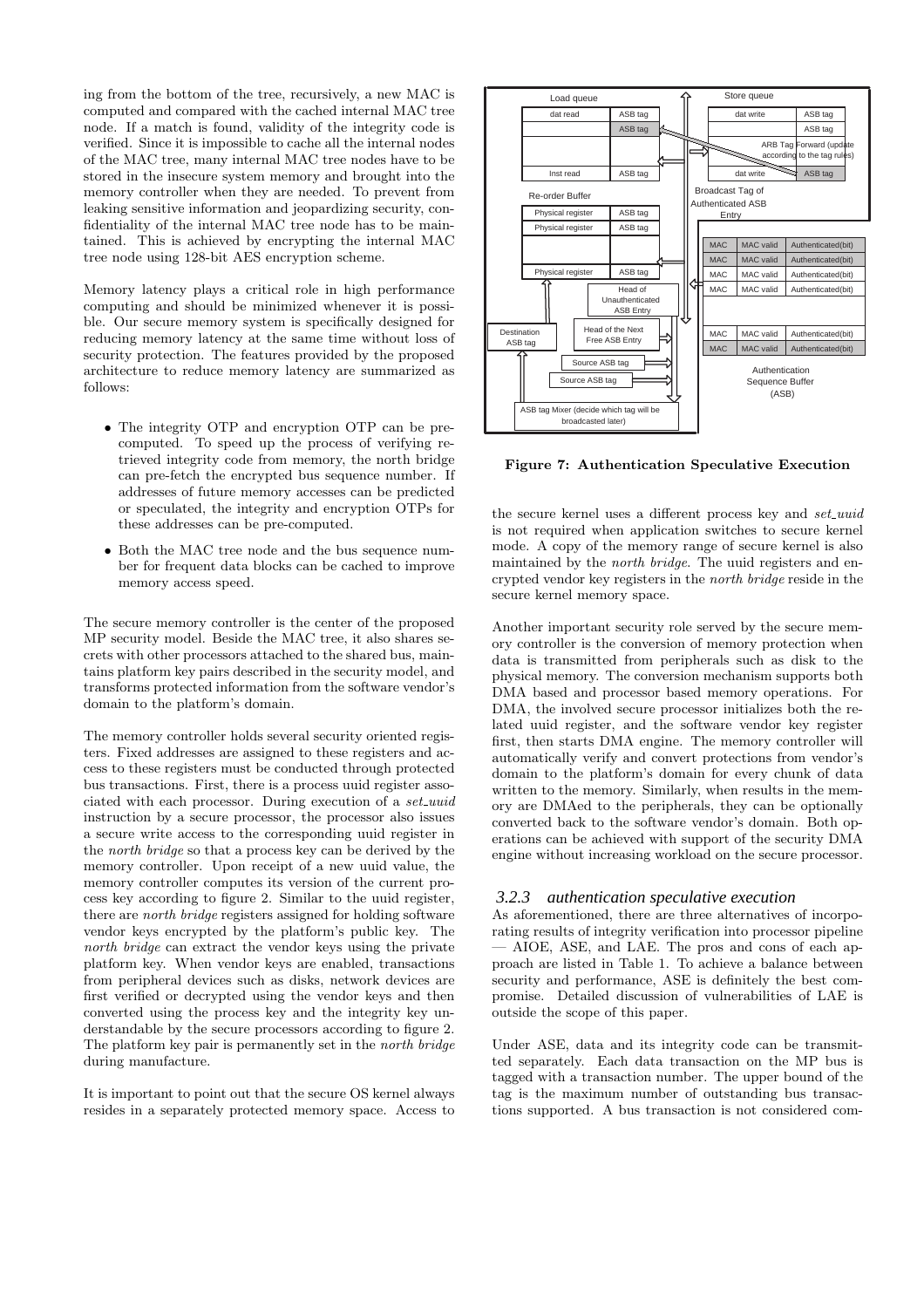ing from the bottom of the tree, recursively, a new MAC is computed and compared with the cached internal MAC tree node. If a match is found, validity of the integrity code is verified. Since it is impossible to cache all the internal nodes of the MAC tree, many internal MAC tree nodes have to be stored in the insecure system memory and brought into the memory controller when they are needed. To prevent from leaking sensitive information and jeopardizing security, confidentiality of the internal MAC tree node has to be maintained. This is achieved by encrypting the internal MAC tree node using 128-bit AES encryption scheme.

Memory latency plays a critical role in high performance computing and should be minimized whenever it is possible. Our secure memory system is specifically designed for reducing memory latency at the same time without loss of security protection. The features provided by the proposed architecture to reduce memory latency are summarized as follows:

- The integrity OTP and encryption OTP can be precomputed. To speed up the process of verifying retrieved integrity code from memory, the north bridge can pre-fetch the encrypted bus sequence number. If addresses of future memory accesses can be predicted or speculated, the integrity and encryption OTPs for these addresses can be pre-computed.
- Both the MAC tree node and the bus sequence number for frequent data blocks can be cached to improve memory access speed.

The secure memory controller is the center of the proposed MP security model. Beside the MAC tree, it also shares secrets with other processors attached to the shared bus, maintains platform key pairs described in the security model, and transforms protected information from the software vendor's domain to the platform's domain.

The memory controller holds several security oriented registers. Fixed addresses are assigned to these registers and access to these registers must be conducted through protected bus transactions. First, there is a process uuid register associated with each processor. During execution of a *set_uuid* instruction by a secure processor, the processor also issues a secure write access to the corresponding uuid register in the *north bridge* so that a process key can be derived by the memory controller. Upon receipt of a new uuid value, the memory controller computes its version of the current process key according to figure 2. Similar to the uuid register, there are *north bridge* registers assigned for holding software vendor keys encrypted by the platform's public key. The *north bridge* can extract the vendor keys using the private platform key. When vendor keys are enabled, transactions from peripheral devices such as disks, network devices are first verified or decrypted using the vendor keys and then converted using the process key and the integrity key understandable by the secure processors according to figure 2. The platform key pair is permanently set in the *north bridge* during manufacture.

It is important to point out that the secure OS kernel always resides in a separately protected memory space. Access to the secure kernel uses a different process key and *set_uuid* is not required when application switches to secure kernel mode. A copy of the memory range of secure kernel is also maintained by the *north bridge*. The uuid registers and encrypted vendor key registers in the *north bridge* reside in the secure kernel memory space.

Another important security role served by the secure memory controller is the conversion of memory protection when data is transmitted from peripherals such as disk to the physical memory. The conversion mechanism supports both DMA based and processor based memory operations. For DMA, the involved secure processor initializes both the related uuid register, and the software vendor key register first, then starts DMA engine. The memory controller will automatically verify and convert protections from vendor's domain to the platform's domain for every chunk of data written to the memory. Similarly, when results in the memory are DMAed to the peripherals, they can be optionally converted back to the software vendor's domain. Both operations can be achieved with support of the security DMA engine without increasing workload on the secure processor.

**Figure 7: Authentication Speculative Execution**

### 3.2.3 authentication speculative execution

As aforementioned, there are three alternatives of incorporating results of integrity verification into processor pipeline — AIOE, ASE, and LAE. The pros and cons of each approach are listed in Table 1. To achieve a balance between security and performance, ASE is definitely the best compromise. Detailed discussion of vulnerabilities of LAE is outside the scope of this paper.

Under ASE, data and its integrity code can be transmitted separately. Each data transaction on the MP bus is tagged with a transaction number. The upper bound of the tag is the maximum number of outstanding bus transactions supported. A bus transaction is not considered com-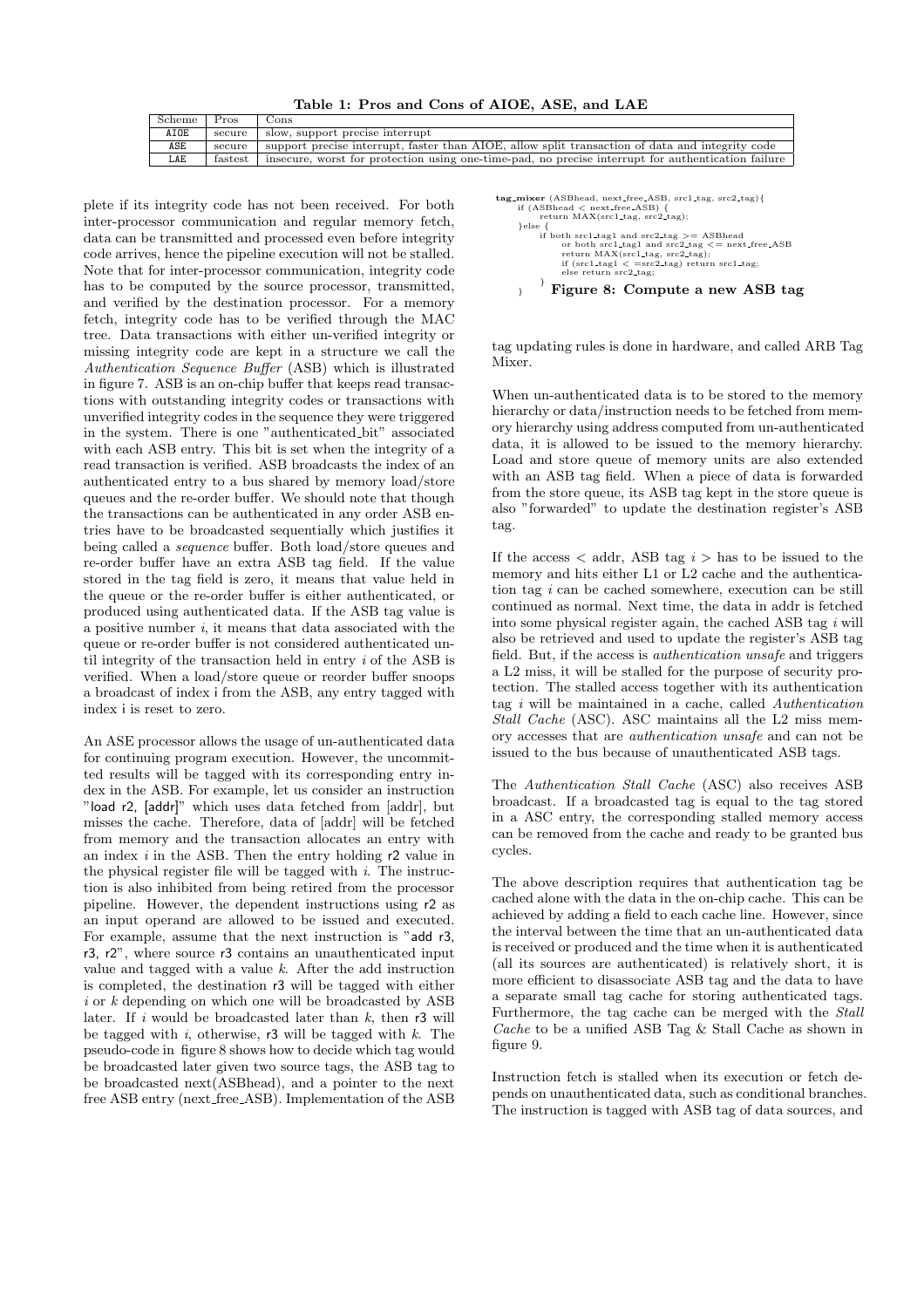**Table 1: Pros and Cons of AIOE, ASE, and LAE**

| Scheme | Pros | Cons |
|---|---|---|
| AIOE | secure | slow, support precise interrupt |
| ASE | secure | support precise interrupt, faster than AIOE, allow split transaction of data and integrity code |
| LAE | fastest | insecure, worst for protection using one-time-pad, no precise interrupt for authentication failure |

plete if its integrity code has not been received. For both inter-processor communication and regular memory fetch, data can be transmitted and processed even before integrity code arrives, hence the pipeline execution will not be stalled. Note that for inter-processor communication, integrity code has to be computed by the source processor, transmitted, and verified by the destination processor. For a memory fetch, integrity code has to be verified through the MAC tree. Data transactions with either un-verified integrity or missing integrity code are kept in a structure we call the *Authentication Sequence Buffer* (ASB) which is illustrated in figure 7. ASB is an on-chip buffer that keeps read transactions with outstanding integrity codes or transactions with unverified integrity codes in the sequence they were triggered in the system. There is one "authenticated_bit" associated with each ASB entry. This bit is set when the integrity of a read transaction is verified. ASB broadcasts the index of an authenticated entry to a bus shared by memory load/store queues and the re-order buffer. We should note that though the transactions can be authenticated in any order ASB entries have to be broadcasted sequentially which justifies it being called a *sequence* buffer. Both load/store queues and re-order buffer have an extra ASB tag field. If the value stored in the tag field is zero, it means that value held in the queue or the re-order buffer is either authenticated, or produced using authenticated data. If the ASB tag value is a positive number $i$, it means that data associated with the queue or re-order buffer is not considered authenticated until integrity of the transaction held in entry $i$ of the ASB is verified. When a load/store queue or reorder buffer snoops a broadcast of index i from the ASB, any entry tagged with index i is reset to zero.

An ASE processor allows the usage of un-authenticated data for continuing program execution. However, the uncommitted results will be tagged with its corresponding entry index in the ASB. For example, let us consider an instruction "load r2, [addr]" which uses data fetched from [addr], but misses the cache. Therefore, data of [addr] will be fetched from memory and the transaction allocates an entry with an index $i$ in the ASB. Then the entry holding r2 value in the physical register file will be tagged with $i$. The instruction is also inhibited from being retired from the processor pipeline. However, the dependent instructions using r2 as an input operand are allowed to be issued and executed. For example, assume that the next instruction is "add r3, r3, r2", where source r3 contains an unauthenticated input value and tagged with a value $k$. After the add instruction is completed, the destination r3 will be tagged with either $i$ or $k$ depending on which one will be broadcasted by ASB later. If $i$ would be broadcasted later than $k$, then r3 will be tagged with $i$, otherwise, r3 will be tagged with $k$. The pseudo-code in figure 8 shows how to decide which tag would be broadcasted later given two source tags, the ASB tag to be broadcasted next(ASBhead), and a pointer to the next free ASB entry (next_free_ASB). Implementation of the ASB tag updating rules is done in hardware, and called ARB Tag Mixer.

```
tag_mixer (ASBhead, next_free_ASB, src1_tag, src2_tag){
    if (ASBhead < next_free_ASB) {
        return MAX(src1_tag, src2_tag);
    }else {
        if both src1_tag1 and src2_tag >= ASBhead
            or both src1_tag1 and src2_tag <= next_free_ASB
            return MAX(src1_tag, src2_tag);
            if (src1_tag1 < =src2_tag) return src1_tag;
            else return src2_tag;
    }
}
```

**Figure 8: Compute a new ASB tag**

When un-authenticated data is to be stored to the memory hierarchy or data/instruction needs to be fetched from memory hierarchy using address computed from un-authenticated data, it is allowed to be issued to the memory hierarchy. Load and store queue of memory units are also extended with an ASB tag field. When a piece of data is forwarded from the store queue, its ASB tag kept in the store queue is also "forwarded" to update the destination register's ASB tag.

If the access < addr, ASB tag $i$ > has to be issued to the memory and hits either L1 or L2 cache and the authentication tag $i$ can be cached somewhere, execution can be still continued as normal. Next time, the data in addr is fetched into some physical register again, the cached ASB tag $i$ will also be retrieved and used to update the register's ASB tag field. But, if the access is *authentication unsafe* and triggers a L2 miss, it will be stalled for the purpose of security protection. The stalled access together with its authentication tag $i$ will be maintained in a cache, called *Authentication Stall Cache* (ASC). ASC maintains all the L2 miss memory accesses that are *authentication unsafe* and can not be issued to the bus because of unauthenticated ASB tags.

The *Authentication Stall Cache* (ASC) also receives ASB broadcast. If a broadcasted tag is equal to the tag stored in a ASC entry, the corresponding stalled memory access can be removed from the cache and ready to be granted bus cycles.

The above description requires that authentication tag be cached alone with the data in the on-chip cache. This can be achieved by adding a field to each cache line. However, since the interval between the time that an un-authenticated data is received or produced and the time when it is authenticated (all its sources are authenticated) is relatively short, it is more efficient to disassociate ASB tag and the data to have a separate small tag cache for storing authenticated tags. Furthermore, the tag cache can be merged with the *Stall Cache* to be a unified ASB Tag & Stall Cache as shown in figure 9.

Instruction fetch is stalled when its execution or fetch depends on unauthenticated data, such as conditional branches. The instruction is tagged with ASB tag of data sources, and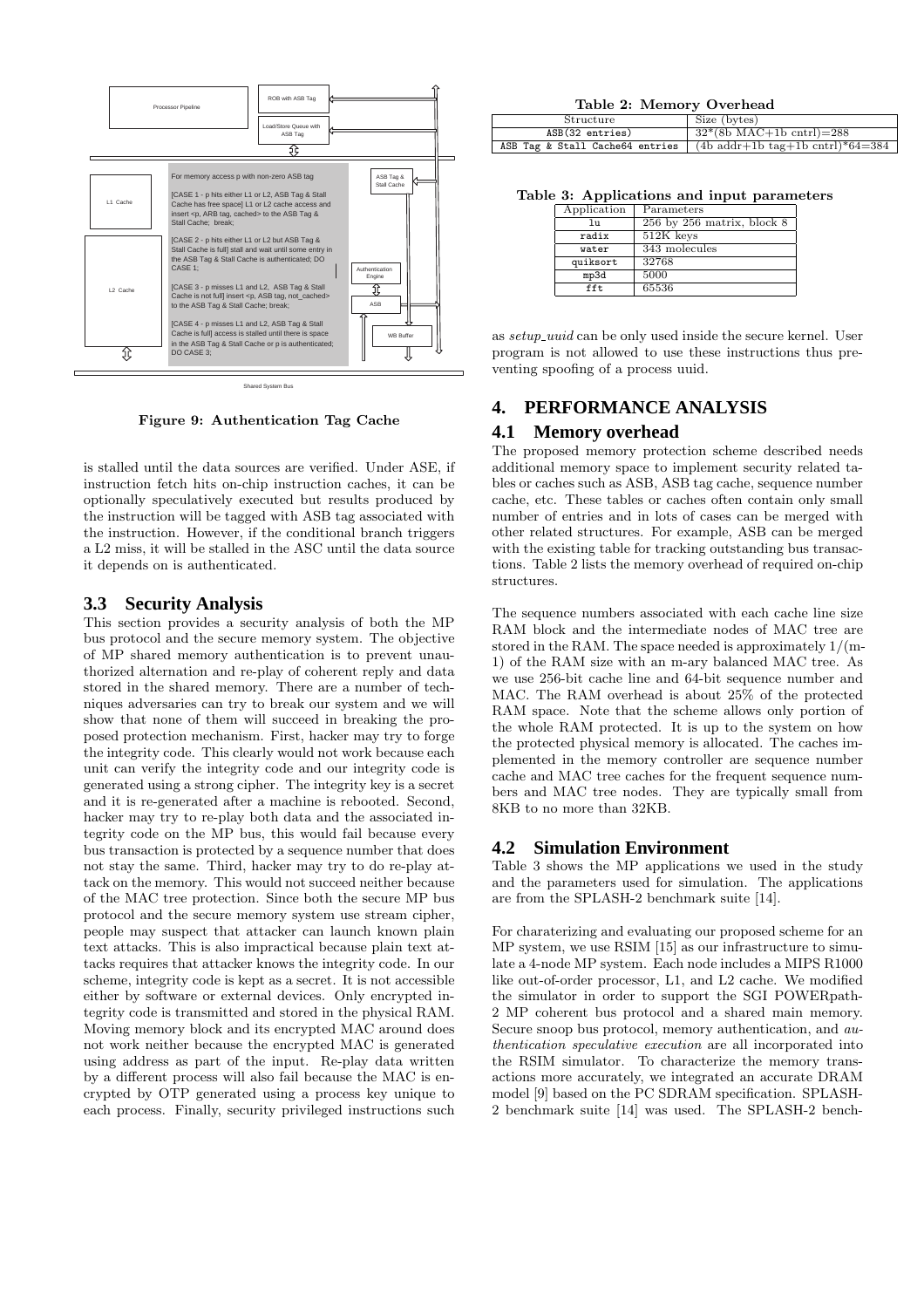Figure 9: Authentication Tag Cache

is stalled until the data sources are verified. Under ASE, if instruction fetch hits on-chip instruction caches, it can be optionally speculatively executed but results produced by the instruction will be tagged with ASB tag associated with the instruction. However, if the conditional branch triggers a L2 miss, it will be stalled in the ASC until the data source it depends on is authenticated.

## 3.3 Security Analysis

This section provides a security analysis of both the MP bus protocol and the secure memory system. The objective of MP shared memory authentication is to prevent unauthorized alternation and re-play of coherent reply and data stored in the shared memory. There are a number of techniques adversaries can try to break our system and we will show that none of them will succeed in breaking the proposed protection mechanism. First, hacker may try to forge the integrity code. This clearly would not work because each unit can verify the integrity code and our integrity code is generated using a strong cipher. The integrity key is a secret and it is re-generated after a machine is rebooted. Second, hacker may try to re-play both data and the associated integrity code on the MP bus, this would fail because every bus transaction is protected by a sequence number that does not stay the same. Third, hacker may try to do re-play attack on the memory. This would not succeed neither because of the MAC tree protection. Since both the secure MP bus protocol and the secure memory system use stream cipher, people may suspect that attacker can launch known plain text attacks. This is also impractical because plain text attacks requires that attacker knows the integrity code. In our scheme, integrity code is kept as a secret. It is not accessible either by software or external devices. Only encrypted integrity code is transmitted and stored in the physical RAM. Moving memory block and its encrypted MAC around does not work neither because the encrypted MAC is generated using address as part of the input. Re-play data written by a different process will also fail because the MAC is encrypted by OTP generated using a process key unique to each process. Finally, security privileged instructions such as *setup_uuid* can be only used inside the secure kernel. User program is not allowed to use these instructions thus preventing spoofing of a process uuid.

**Table 2: Memory Overhead**

| Structure | Size (bytes) |
|---|---|
| ASB(32 entries) | 32*(8b MAC+1b cntrl)=288 |
| ASB Tag & Stall Cache64 entries | (4b addr+1b tag+1b cntrl)*64=384 |

**Table 3: Applications and input parameters**

| Application | Parameters |
|---|---|
| lu | 256 by 256 matrix, block 8 |
| radix | 512K keys |
| water | 343 molecules |
| quiksort | 32768 |
| mp3d | 5000 |
| fft | 65536 |

# 4. PERFORMANCE ANALYSIS

## 4.1 Memory overhead

The proposed memory protection scheme described needs additional memory space to implement security related tables or caches such as ASB, ASB tag cache, sequence number cache, etc. These tables or caches often contain only small number of entries and in lots of cases can be merged with other related structures. For example, ASB can be merged with the existing table for tracking outstanding bus transactions. Table 2 lists the memory overhead of required on-chip structures.

The sequence numbers associated with each cache line size RAM block and the intermediate nodes of MAC tree are stored in the RAM. The space needed is approximately 1/(m-1) of the RAM size with an m-ary balanced MAC tree. As we use 256-bit cache line and 64-bit sequence number and MAC. The RAM overhead is about 25% of the protected RAM space. Note that the scheme allows only portion of the whole RAM protected. It is up to the system on how the protected physical memory is allocated. The caches implemented in the memory controller are sequence number cache and MAC tree caches for the frequent sequence numbers and MAC tree nodes. They are typically small from 8KB to no more than 32KB.

## 4.2 Simulation Environment

Table 3 shows the MP applications we used in the study and the parameters used for simulation. The applications are from the SPLASH-2 benchmark suite [14].

For charaterizing and evaluating our proposed scheme for an MP system, we use RSIM [15] as our infrastructure to simulate a 4-node MP system. Each node includes a MIPS R1000 like out-of-order processor, L1, and L2 cache. We modified the simulator in order to support the SGI POWERpath-2 MP coherent bus protocol and a shared main memory. Secure snoop bus protocol, memory authentication, and *authentication speculative execution* are all incorporated into the RSIM simulator. To characterize the memory transactions more accurately, we integrated an accurate DRAM model [9] based on the PC SDRAM specification. SPLASH-2 benchmark suite [14] was used. The SPLASH-2 bench-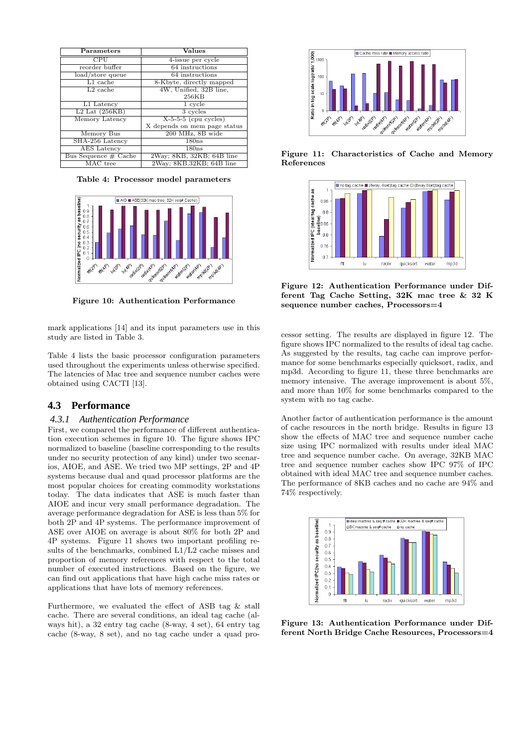| Parameters | Values |
|---|---|
| CPU | 4-issue per cycle |
| reorder buffer | 64 instructions |
| load/store queue | 64 instructions |
| L1 cache | 8-Kbyte, directly mapped |
| L2 cache | 4W, Unified, 32B line, 256KB |
| L1 Latency | 1 cycle |
| L2 Lat (256KB) | 3 cycles |
| Memory Latency | X-5-5-5 (cpu cycles) X depends on mem page status |
| Memory Bus | 200 MHz, 8B wide |
| SHA-256 Latency | 180ns |
| AES Latency | 180ns |
| Bus Sequence # Cache | 2Way; 8KB, 32KB; 64B line |
| MAC tree | 2Way; 8KB,32KB; 64B line |

**Table 4: Processor model parameters**

**Figure 10: Authentication Performance**

mark applications [14] and its input parameters use in this study are listed in Table 3.

Table 4 lists the basic processor configuration parameters used throughout the experiments unless otherwise specified. The latencies of Mac tree and sequence number caches were obtained using CACTI [13].

## 4.3 Performance

### 4.3.1 Authentication Performance

First, we compared the performance of different authentication execution schemes in figure 10. The figure shows IPC normalized to baseline (baseline corresponding to the results under no security protection of any kind) under two scenarios, AIOE, and ASE. We tried two MP settings, 2P and 4P systems because dual and quad processor platforms are the most popular choices for creating commodity workstations today. The data indicates that ASE is much faster than AIOE and incur very small performance degradation. The average performance degradation for ASE is less than 5% for both 2P and 4P systems. The performance improvement of ASE over AIOE on average is about 80% for both 2P and 4P systems. Figure 11 shows two important profiling results of the benchmarks, combined L1/L2 cache misses and proportion of memory references with respect to the total number of executed instructions. Based on the figure, we can find out applications that have high cache miss rates or applications that have lots of memory references.

Furthermore, we evaluated the effect of ASB tag & stall cache. There are several conditions, an ideal tag cache (always hit), a 32 entry tag cache (8-way, 4 set), 64 entry tag cache (8-way, 8 set), and no tag cache under a quad processor setting. The results are displayed in figure 12. The figure shows IPC normalized to the results of ideal tag cache. As suggested by the results, tag cache can improve performance for some benchmarks especially quicksort, radix, and mp3d. According to figure 11, these three benchmarks are memory intensive. The average improvement is about 5%, and more than 10% for some benchmarks compared to the system with no tag cache.

Another factor of authentication performance is the amount of cache resources in the north bridge. Results in figure 13 show the effects of MAC tree and sequence number cache size using IPC normalized with results under ideal MAC tree and sequence number cache. On average, 32KB MAC tree and sequence number caches show IPC 97% of IPC obtained with ideal MAC tree and sequence number caches. The performance of 8KB caches and no cache are 94% and 74% respectively.

**Figure 11: Characteristics of Cache and Memory References**

**Figure 12: Authentication Performance under Different Tag Cache Setting, 32K mac tree & 32 K sequence number caches, Processors=4**

**Figure 13: Authentication Performance under Different North Bridge Cache Resources, Processors=4**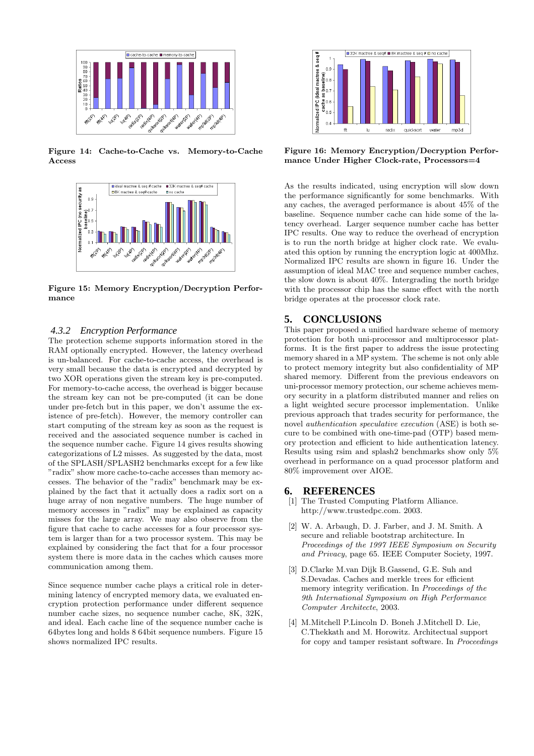Figure 14: Cache-to-Cache vs. Memory-to-Cache Access

Figure 15: Memory Encryption/Decryption Performance

### 4.3.2 Encryption Performance

The protection scheme supports information stored in the RAM optionally encrypted. However, the latency overhead is un-balanced. For cache-to-cache access, the overhead is very small because the data is encrypted and decrypted by two XOR operations given the stream key is pre-computed. For memory-to-cache access, the overhead is bigger because the stream key can not be pre-computed (it can be done under pre-fetch but in this paper, we don't assume the existence of pre-fetch). However, the memory controller can start computing of the stream key as soon as the request is received and the associated sequence number is cached in the sequence number cache. Figure 14 gives results showing categorizations of L2 misses. As suggested by the data, most of the SPLASH/SPLASH2 benchmarks except for a few like "radix" show more cache-to-cache accesses than memory accesses. The behavior of the "radix" benchmark may be explained by the fact that it actually does a radix sort on a huge array of non negative numbers. The huge number of memory accesses in "radix" may be explained as capacity misses for the large array. We may also observe from the figure that cache to cache accesses for a four processor system is larger than for a two processor system. This may be explained by considering the fact that for a four processor system there is more data in the caches which causes more communication among them.

Since sequence number cache plays a critical role in determining latency of encrypted memory data, we evaluated encryption protection performance under different sequence number cache sizes, no sequence number cache, 8K, 32K, and ideal. Each cache line of the sequence number cache is 64bytes long and holds 8 64bit sequence numbers. Figure 15 shows normalized IPC results.

Figure 16: Memory Encryption/Decryption Performance Under Higher Clock-rate, Processors=4

As the results indicated, using encryption will slow down the performance significantly for some benchmarks. With any caches, the averaged performance is about 45% of the baseline. Sequence number cache can hide some of the latency overhead. Larger sequence number cache has better IPC results. One way to reduce the overhead of encryption is to run the north bridge at higher clock rate. We evaluated this option by running the encryption logic at 400Mhz. Normalized IPC results are shown in figure 16. Under the assumption of ideal MAC tree and sequence number caches, the slow down is about 40%. Intergrading the north bridge with the processor chip has the same effect with the north bridge operates at the processor clock rate.

## 5. CONCLUSIONS

This paper proposed a unified hardware scheme of memory protection for both uni-processor and multiprocessor platforms. It is the first paper to address the issue protecting memory shared in a MP system. The scheme is not only able to protect memory integrity but also confidentiality of MP shared memory. Different from the previous endeavors on uni-processor memory protection, our scheme achieves memory security in a platform distributed manner and relies on a light weighted secure processor implementation. Unlike previous approach that trades security for performance, the novel *authentication speculative execution* (ASE) is both secure to be combined with one-time-pad (OTP) based memory protection and efficient to hide authentication latency. Results using rsim and splash2 benchmarks show only 5% overhead in performance on a quad processor platform and 80% improvement over AIOE.

## 6. REFERENCES

[1] The Trusted Computing Platform Alliance. http://www.trustedpc.com. 2003.

[2] W. A. Arbaugh, D. J. Farber, and J. M. Smith. A secure and reliable bootstrap architecture. In *Proceedings of the 1997 IEEE Symposium on Security and Privacy*, page 65. IEEE Computer Society, 1997.

[3] D.Clarke M.van Dijk B.Gassend, G.E. Suh and S.Devadas. Caches and merkle trees for efficient memory integrity verification. In *Proceedings of the 9th International Symposium on High Performance Computer Architecte*, 2003.

[4] M.Mitchell P.Lincoln D. Boneh J.Mitchell D. Lie, C.Thekkath and M. Horowitz. Architectual support for copy and tamper resistant software. In *Proceedings*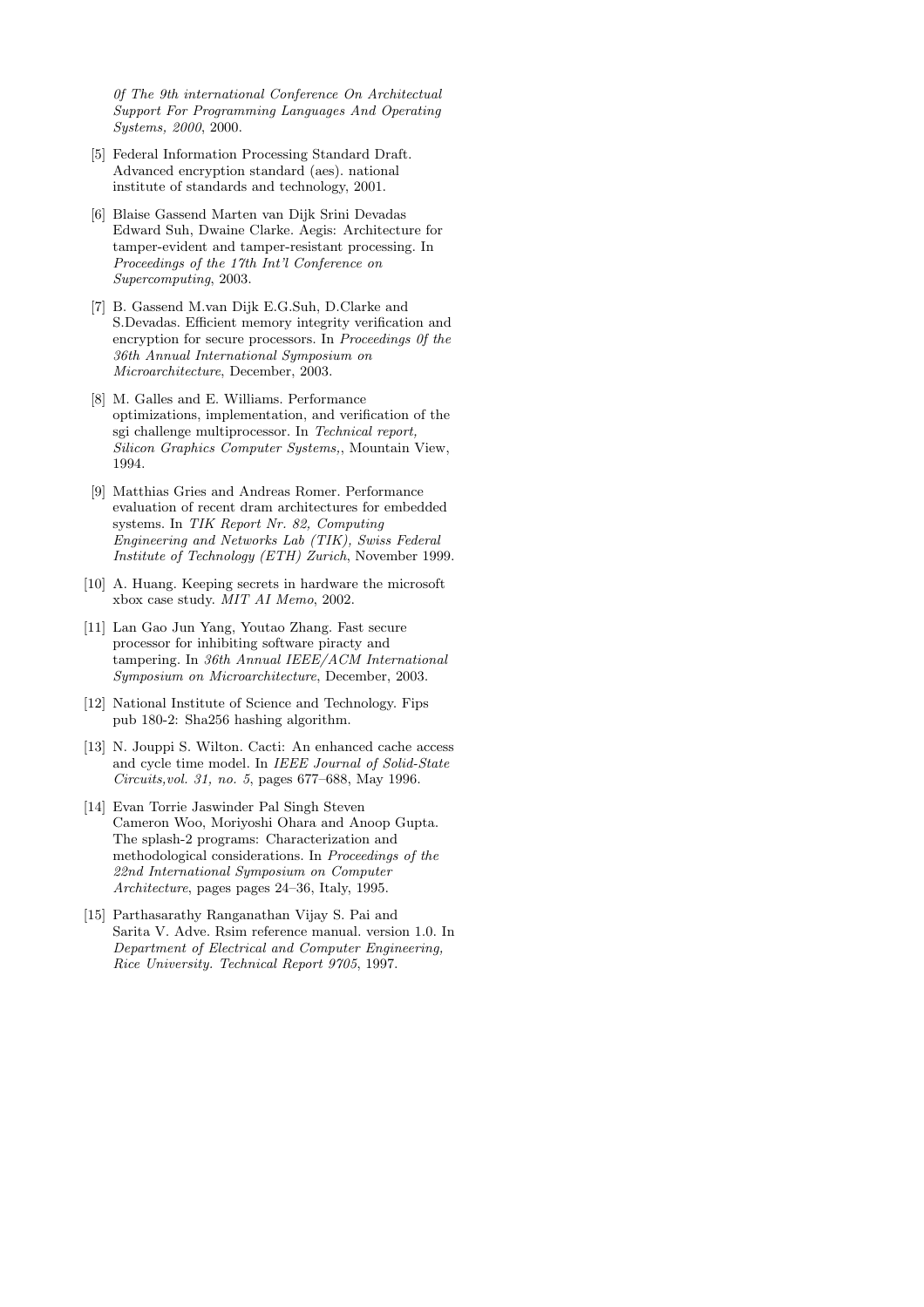*0f The 9th international Conference On Architectual Support For Programming Languages And Operating Systems, 2000*, 2000.

[5] Federal Information Processing Standard Draft. Advanced encryption standard (aes). national institute of standards and technology, 2001.

[6] Blaise Gassend Marten van Dijk Srini Devadas Edward Suh, Dwaine Clarke. Aegis: Architecture for tamper-evident and tamper-resistant processing. In *Proceedings of the 17th Int'l Conference on Supercomputing*, 2003.

[7] B. Gassend M.van Dijk E.G.Suh, D.Clarke and S.Devadas. Efficient memory integrity verification and encryption for secure processors. In *Proceedings 0f the 36th Annual International Symposium on Microarchitecture*, December, 2003.

[8] M. Galles and E. Williams. Performance optimizations, implementation, and verification of the sgi challenge multiprocessor. In *Technical report, Silicon Graphics Computer Systems,*, Mountain View, 1994.

[9] Matthias Gries and Andreas Romer. Performance evaluation of recent dram architectures for embedded systems. In *TIK Report Nr. 82, Computing Engineering and Networks Lab (TIK), Swiss Federal Institute of Technology (ETH) Zurich*, November 1999.

[10] A. Huang. Keeping secrets in hardware the microsoft xbox case study. *MIT AI Memo*, 2002.

[11] Lan Gao Jun Yang, Youtao Zhang. Fast secure processor for inhibiting software piracty and tampering. In *36th Annual IEEE/ACM International Symposium on Microarchitecture*, December, 2003.

[12] National Institute of Science and Technology. Fips pub 180-2: Sha256 hashing algorithm.

[13] N. Jouppi S. Wilton. Cacti: An enhanced cache access and cycle time model. In *IEEE Journal of Solid-State Circuits,vol. 31, no. 5*, pages 677–688, May 1996.

[14] Evan Torrie Jaswinder Pal Singh Steven Cameron Woo, Moriyoshi Ohara and Anoop Gupta. The splash-2 programs: Characterization and methodological considerations. In *Proceedings of the 22nd International Symposium on Computer Architecture*, pages pages 24–36, Italy, 1995.

[15] Parthasarathy Ranganathan Vijay S. Pai and Sarita V. Adve. Rsim reference manual. version 1.0. In *Department of Electrical and Computer Engineering, Rice University. Technical Report 9705*, 1997.